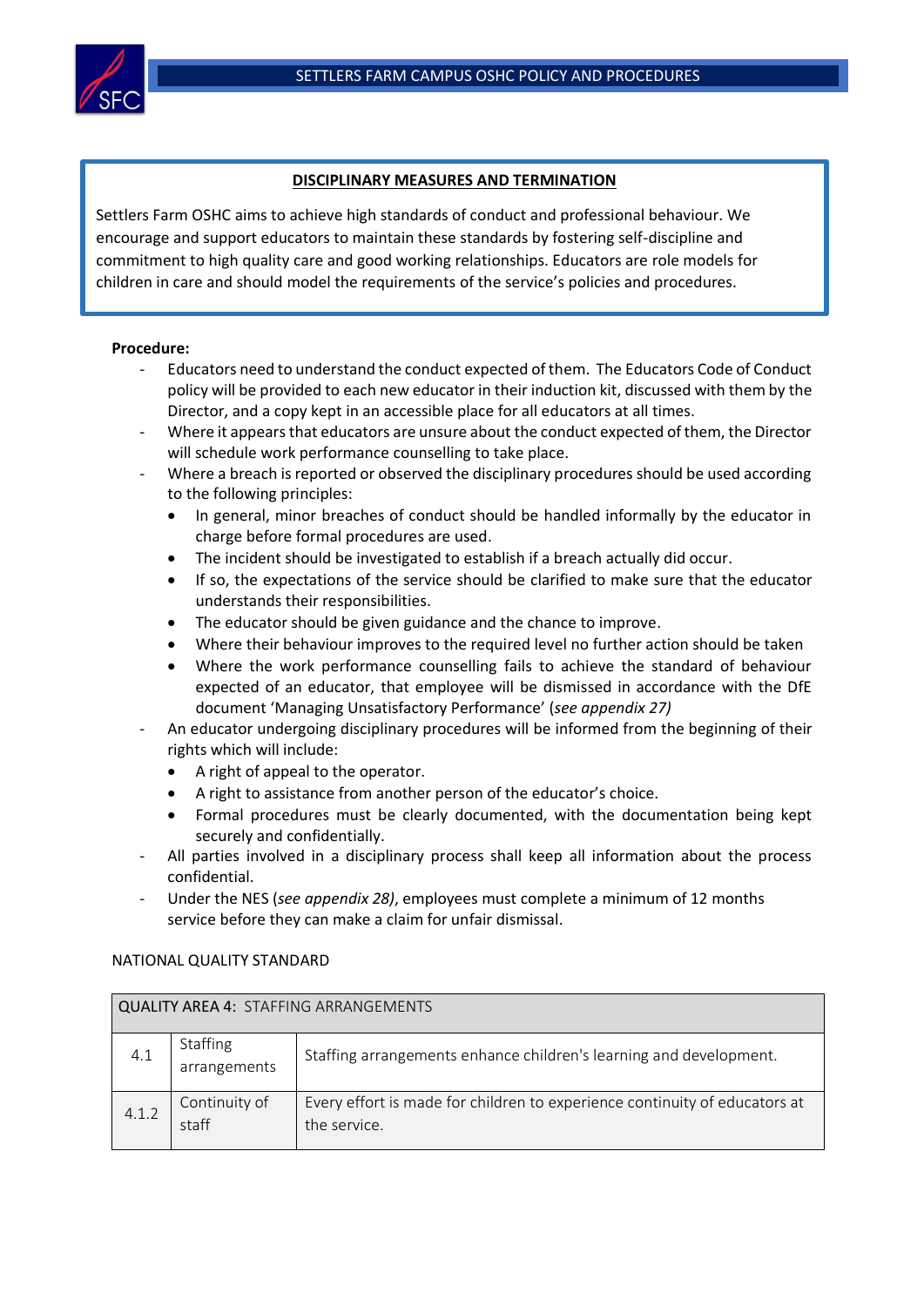## DISCIPLINARY MEASURES AND TERMINATION

Settlers Farm OSHC aims to achieve high standards of conduct and professional behaviour. We encourage and support educators to maintain these standards by fostering self-discipline and commitment to high quality care and good working relationships. Educators are role models for children in care and should model the requirements of the service's policies and procedures.

**Procedure:**

- Educators need to understand the conduct expected of them. The Educators Code of Conduct policy will be provided to each new educator in their induction kit, discussed with them by the Director, and a copy kept in an accessible place for all educators at all times.
- Where it appears that educators are unsure about the conduct expected of them, the Director will schedule work performance counselling to take place.
- Where a breach is reported or observed the disciplinary procedures should be used according to the following principles:
  - In general, minor breaches of conduct should be handled informally by the educator in charge before formal procedures are used.
  - The incident should be investigated to establish if a breach actually did occur.
  - If so, the expectations of the service should be clarified to make sure that the educator understands their responsibilities.
  - The educator should be given guidance and the chance to improve.
  - Where their behaviour improves to the required level no further action should be taken
  - Where the work performance counselling fails to achieve the standard of behaviour expected of an educator, that employee will be dismissed in accordance with the DfE document 'Managing Unsatisfactory Performance' (*see appendix 27)*
- An educator undergoing disciplinary procedures will be informed from the beginning of their rights which will include:
  - A right of appeal to the operator.
  - A right to assistance from another person of the educator's choice.
  - Formal procedures must be clearly documented, with the documentation being kept securely and confidentially.
- All parties involved in a disciplinary process shall keep all information about the process confidential.
- Under the NES (*see appendix 28)*, employees must complete a minimum of 12 months service before they can make a claim for unfair dismissal.

NATIONAL QUALITY STANDARD

| QUALITY AREA 4: STAFFING ARRANGEMENTS | | |
|---|---|---|
| 4.1 | Staffing arrangements | Staffing arrangements enhance children's learning and development. |
| 4.1.2 | Continuity of staff | Every effort is made for children to experience continuity of educators at the service. |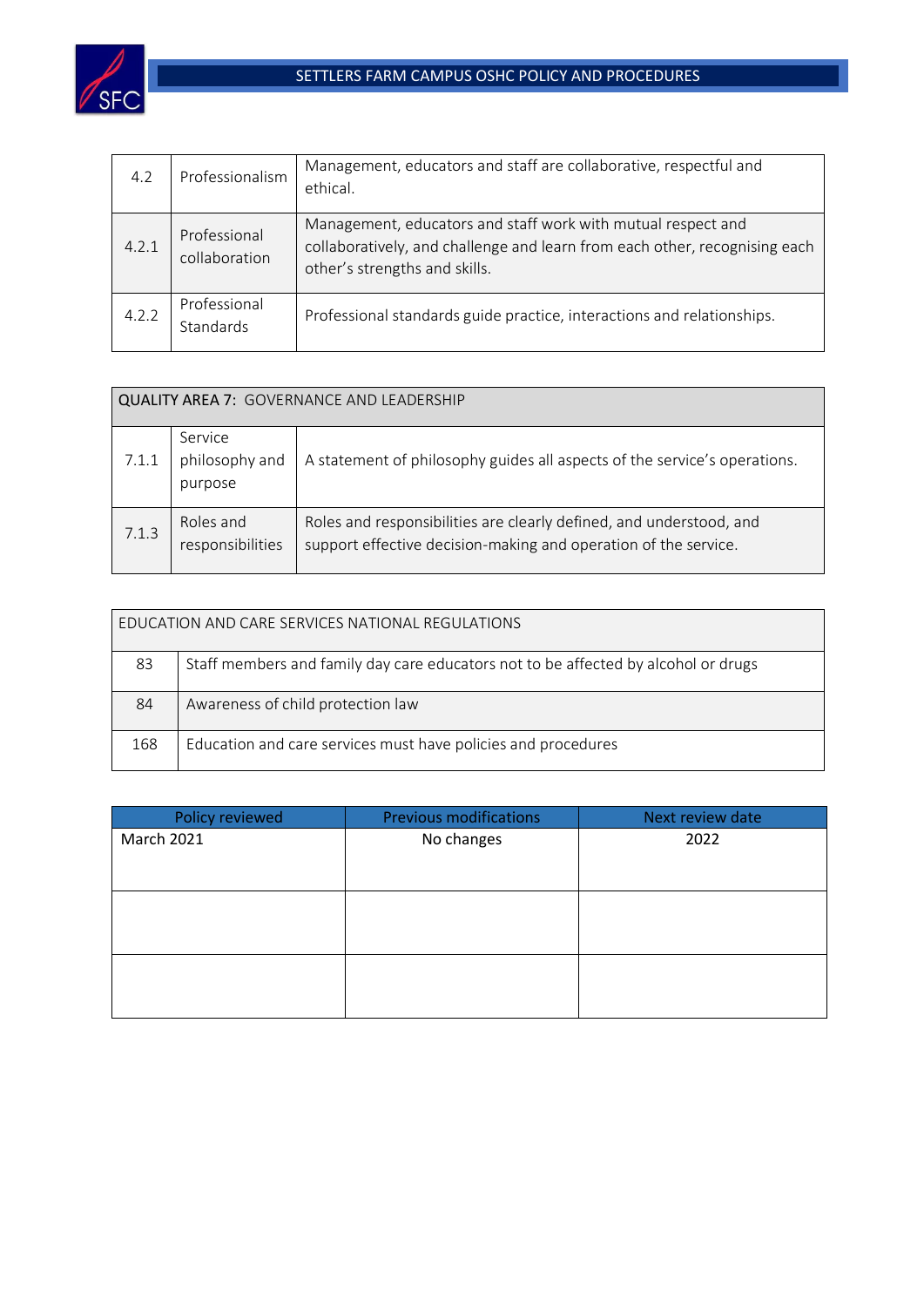| | | |
|---|---|---|
| 4.2 | Professionalism | Management, educators and staff are collaborative, respectful and ethical. |
| 4.2.1 | Professional collaboration | Management, educators and staff work with mutual respect and collaboratively, and challenge and learn from each other, recognising each other's strengths and skills. |
| 4.2.2 | Professional Standards | Professional standards guide practice, interactions and relationships. |

| QUALITY AREA 7: GOVERNANCE AND LEADERSHIP | | |
|---|---|---|
| 7.1.1 | Service philosophy and purpose | A statement of philosophy guides all aspects of the service's operations. |
| 7.1.3 | Roles and responsibilities | Roles and responsibilities are clearly defined, and understood, and support effective decision-making and operation of the service. |

| EDUCATION AND CARE SERVICES NATIONAL REGULATIONS | |
|---|---|
| 83 | Staff members and family day care educators not to be affected by alcohol or drugs |
| 84 | Awareness of child protection law |
| 168 | Education and care services must have policies and procedures |

| Policy reviewed | Previous modifications | Next review date |
|---|---|---|
| March 2021 | No changes | 2022 |
| | | |
| | | |